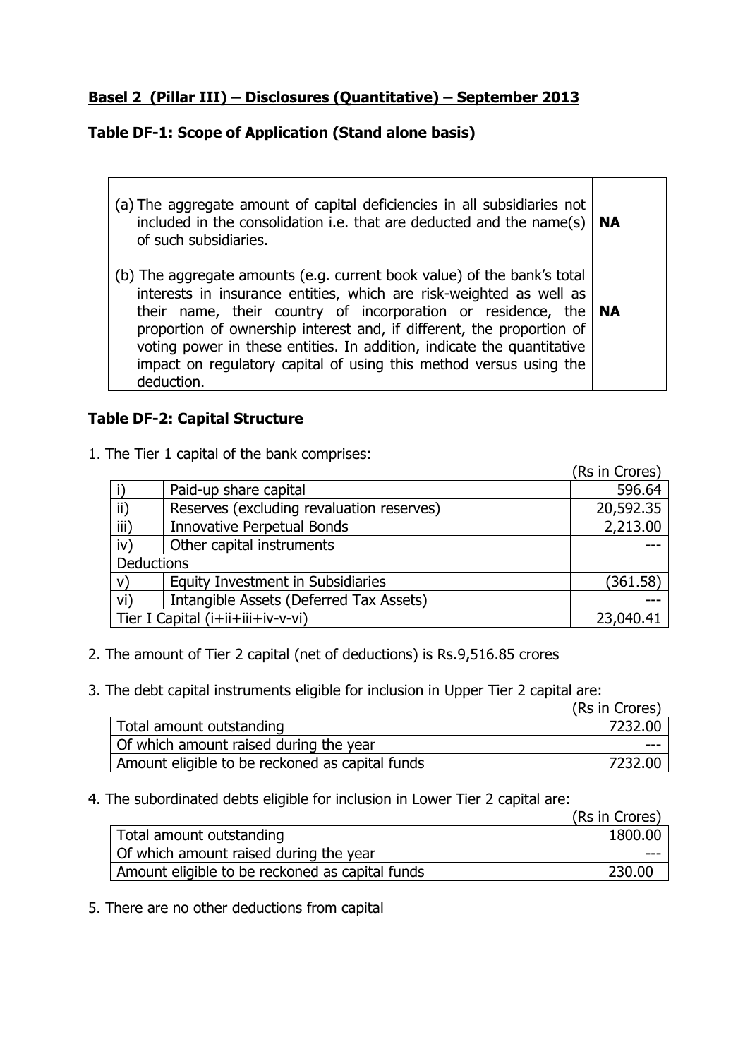## Basel 2 (Pillar III) – Disclosures (Quantitative) – September 2013

### Table DF-1: Scope of Application (Stand alone basis)

| | |
|---|---|
| (a) The aggregate amount of capital deficiencies in all subsidiaries not included in the consolidation i.e. that are deducted and the name(s) of such subsidiaries. | **NA** |
| (b) The aggregate amounts (e.g. current book value) of the bank's total interests in insurance entities, which are risk-weighted as well as their name, their country of incorporation or residence, the proportion of ownership interest and, if different, the proportion of voting power in these entities. In addition, indicate the quantitative impact on regulatory capital of using this method versus using the deduction. | **NA** |

### Table DF-2: Capital Structure

1. The Tier 1 capital of the bank comprises:

(Rs in Crores)

| | | |
|---|---|---|
| i) | Paid-up share capital | 596.64 |
| ii) | Reserves (excluding revaluation reserves) | 20,592.35 |
| iii) | Innovative Perpetual Bonds | 2,213.00 |
| iv) | Other capital instruments | --- |
| Deductions | | |
| v) | Equity Investment in Subsidiaries | (361.58) |
| vi) | Intangible Assets (Deferred Tax Assets) | --- |
| Tier I Capital (i+ii+iii+iv-v-vi) | | 23,040.41 |

2. The amount of Tier 2 capital (net of deductions) is Rs.9,516.85 crores

3. The debt capital instruments eligible for inclusion in Upper Tier 2 capital are:

(Rs in Crores)

| | |
|---|---|
| Total amount outstanding | 7232.00 |
| Of which amount raised during the year | --- |
| Amount eligible to be reckoned as capital funds | 7232.00 |

4. The subordinated debts eligible for inclusion in Lower Tier 2 capital are:

(Rs in Crores)

| | |
|---|---|
| Total amount outstanding | 1800.00 |
| Of which amount raised during the year | --- |
| Amount eligible to be reckoned as capital funds | 230.00 |

5. There are no other deductions from capital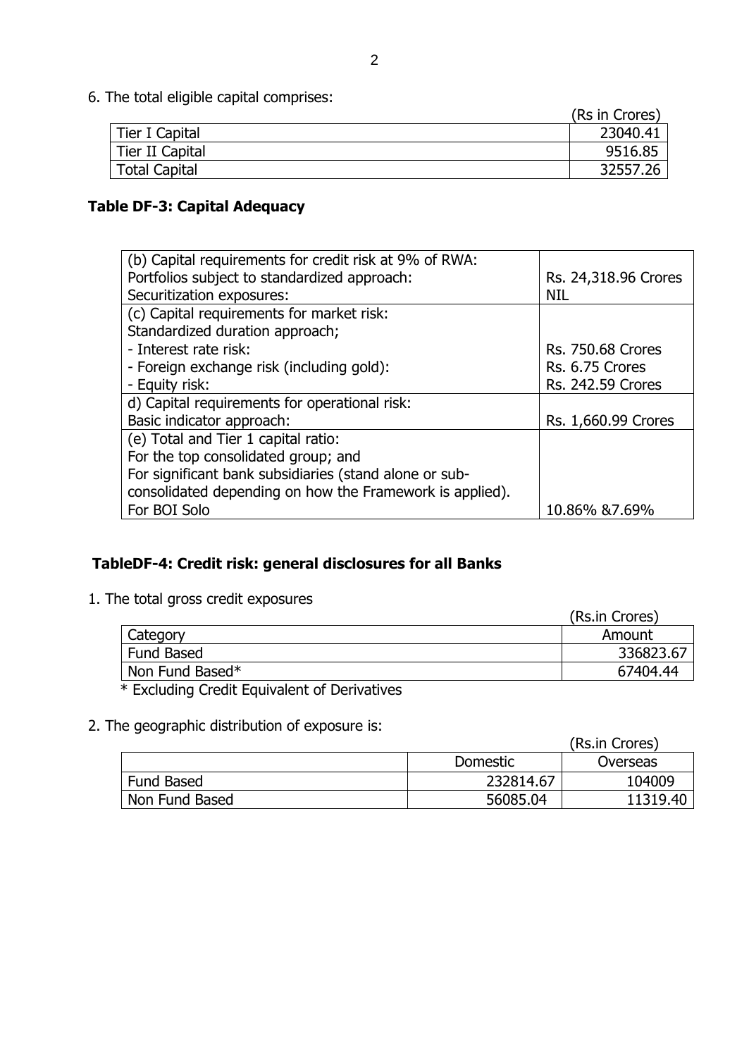6. The total eligible capital comprises:

(Rs in Crores)

| | |
|---|---|
| Tier I Capital | 23040.41 |
| Tier II Capital | 9516.85 |
| Total Capital | 32557.26 |

### Table DF-3: Capital Adequacy

| | |
|---|---|
| (b) Capital requirements for credit risk at 9% of RWA:<br>Portfolios subject to standardized approach:<br>Securitization exposures: | <br>Rs. 24,318.96 Crores<br>NIL |
| (c) Capital requirements for market risk:<br>Standardized duration approach;<br>- Interest rate risk:<br>- Foreign exchange risk (including gold):<br>- Equity risk: | <br><br>Rs. 750.68 Crores<br>Rs. 6.75 Crores<br>Rs. 242.59 Crores |
| d) Capital requirements for operational risk:<br>Basic indicator approach: | <br>Rs. 1,660.99 Crores |
| (e) Total and Tier 1 capital ratio:<br>For the top consolidated group; and<br>For significant bank subsidiaries (stand alone or sub-consolidated depending on how the Framework is applied).<br>For BOI Solo | <br><br><br><br>10.86% &7.69% |

### TableDF-4: Credit risk: general disclosures for all Banks

1. The total gross credit exposures

(Rs.in Crores)

| Category | Amount |
|---|---|
| Fund Based | 336823.67 |
| Non Fund Based* | 67404.44 |

\* Excluding Credit Equivalent of Derivatives

2. The geographic distribution of exposure is:

(Rs.in Crores)

| | Domestic | Overseas |
|---|---|---|
| Fund Based | 232814.67 | 104009 |
| Non Fund Based | 56085.04 | 11319.40 |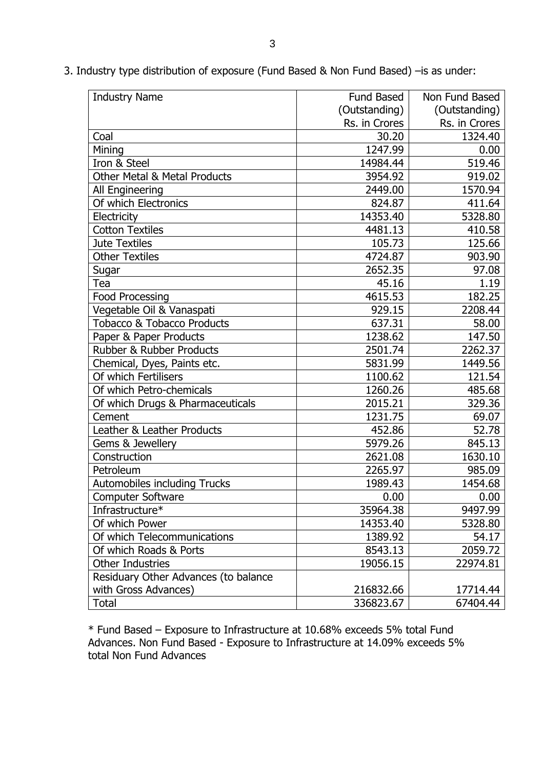3. Industry type distribution of exposure (Fund Based & Non Fund Based) –is as under:

| Industry Name | Fund Based (Outstanding) Rs. in Crores | Non Fund Based (Outstanding) Rs. in Crores |
|---|---|---|
| Coal | 30.20 | 1324.40 |
| Mining | 1247.99 | 0.00 |
| Iron & Steel | 14984.44 | 519.46 |
| Other Metal & Metal Products | 3954.92 | 919.02 |
| All Engineering | 2449.00 | 1570.94 |
| Of which Electronics | 824.87 | 411.64 |
| Electricity | 14353.40 | 5328.80 |
| Cotton Textiles | 4481.13 | 410.58 |
| Jute Textiles | 105.73 | 125.66 |
| Other Textiles | 4724.87 | 903.90 |
| Sugar | 2652.35 | 97.08 |
| Tea | 45.16 | 1.19 |
| Food Processing | 4615.53 | 182.25 |
| Vegetable Oil & Vanaspati | 929.15 | 2208.44 |
| Tobacco & Tobacco Products | 637.31 | 58.00 |
| Paper & Paper Products | 1238.62 | 147.50 |
| Rubber & Rubber Products | 2501.74 | 2262.37 |
| Chemical, Dyes, Paints etc. | 5831.99 | 1449.56 |
| Of which Fertilisers | 1100.62 | 121.54 |
| Of which Petro-chemicals | 1260.26 | 485.68 |
| Of which Drugs & Pharmaceuticals | 2015.21 | 329.36 |
| Cement | 1231.75 | 69.07 |
| Leather & Leather Products | 452.86 | 52.78 |
| Gems & Jewellery | 5979.26 | 845.13 |
| Construction | 2621.08 | 1630.10 |
| Petroleum | 2265.97 | 985.09 |
| Automobiles including Trucks | 1989.43 | 1454.68 |
| Computer Software | 0.00 | 0.00 |
| Infrastructure* | 35964.38 | 9497.99 |
| Of which Power | 14353.40 | 5328.80 |
| Of which Telecommunications | 1389.92 | 54.17 |
| Of which Roads & Ports | 8543.13 | 2059.72 |
| Other Industries | 19056.15 | 22974.81 |
| Residuary Other Advances (to balance with Gross Advances) | 216832.66 | 17714.44 |
| Total | 336823.67 | 67404.44 |

\* Fund Based – Exposure to Infrastructure at 10.68% exceeds 5% total Fund Advances. Non Fund Based - Exposure to Infrastructure at 14.09% exceeds 5% total Non Fund Advances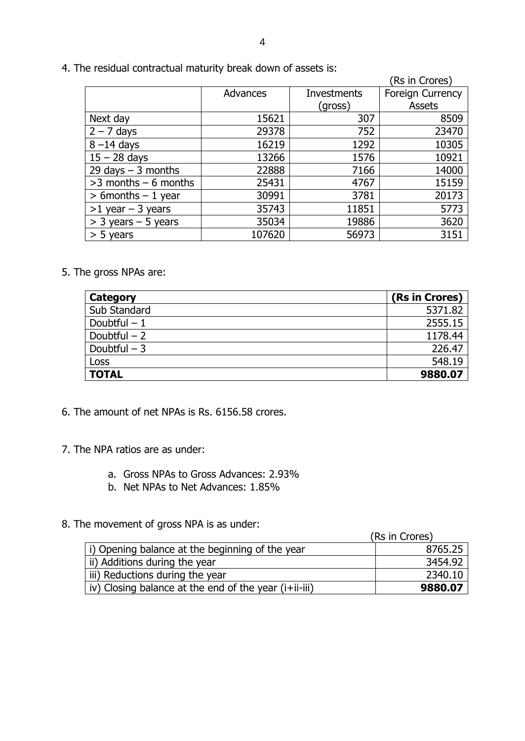4. The residual contractual maturity break down of assets is:

(Rs in Crores)

| | Advances | Investments (gross) | Foreign Currency Assets |
|---|---|---|---|
| Next day | 15621 | 307 | 8509 |
| 2 – 7 days | 29378 | 752 | 23470 |
| 8 –14 days | 16219 | 1292 | 10305 |
| 15 – 28 days | 13266 | 1576 | 10921 |
| 29 days – 3 months | 22888 | 7166 | 14000 |
| >3 months – 6 months | 25431 | 4767 | 15159 |
| > 6months – 1 year | 30991 | 3781 | 20173 |
| >1 year – 3 years | 35743 | 11851 | 5773 |
| > 3 years – 5 years | 35034 | 19886 | 3620 |
| > 5 years | 107620 | 56973 | 3151 |

5. The gross NPAs are:

| **Category** | **(Rs in Crores)** |
|---|---|
| Sub Standard | 5371.82 |
| Doubtful – 1 | 2555.15 |
| Doubtful – 2 | 1178.44 |
| Doubtful – 3 | 226.47 |
| Loss | 548.19 |
| **TOTAL** | **9880.07** |

6. The amount of net NPAs is Rs. 6156.58 crores.

7. The NPA ratios are as under:

   a. Gross NPAs to Gross Advances: 2.93%
   b. Net NPAs to Net Advances: 1.85%

8. The movement of gross NPA is as under:

(Rs in Crores)

| | |
|---|---|
| i) Opening balance at the beginning of the year | 8765.25 |
| ii) Additions during the year | 3454.92 |
| iii) Reductions during the year | 2340.10 |
| iv) Closing balance at the end of the year (i+ii-iii) | **9880.07** |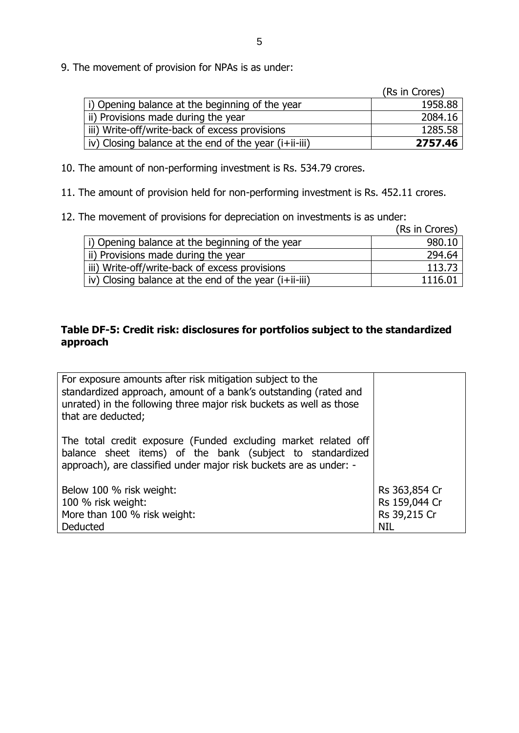9. The movement of provision for NPAs is as under:

| | (Rs in Crores) |
|---|---:|
| i) Opening balance at the beginning of the year | 1958.88 |
| ii) Provisions made during the year | 2084.16 |
| iii) Write-off/write-back of excess provisions | 1285.58 |
| iv) Closing balance at the end of the year (i+ii-iii) | **2757.46** |

10. The amount of non-performing investment is Rs. 534.79 crores.

11. The amount of provision held for non-performing investment is Rs. 452.11 crores.

12. The movement of provisions for depreciation on investments is as under:

| | (Rs in Crores) |
|---|---:|
| i) Opening balance at the beginning of the year | 980.10 |
| ii) Provisions made during the year | 294.64 |
| iii) Write-off/write-back of excess provisions | 113.73 |
| iv) Closing balance at the end of the year (i+ii-iii) | 1116.01 |

## Table DF-5: Credit risk: disclosures for portfolios subject to the standardized approach

| | |
|---|---|
| For exposure amounts after risk mitigation subject to the standardized approach, amount of a bank's outstanding (rated and unrated) in the following three major risk buckets as well as those that are deducted;<br><br>The total credit exposure (Funded excluding market related off balance sheet items) of the bank (subject to standardized approach), are classified under major risk buckets are as under: - | |
| Below 100 % risk weight: | Rs 363,854 Cr |
| 100 % risk weight: | Rs 159,044 Cr |
| More than 100 % risk weight: | Rs 39,215 Cr |
| Deducted | NIL |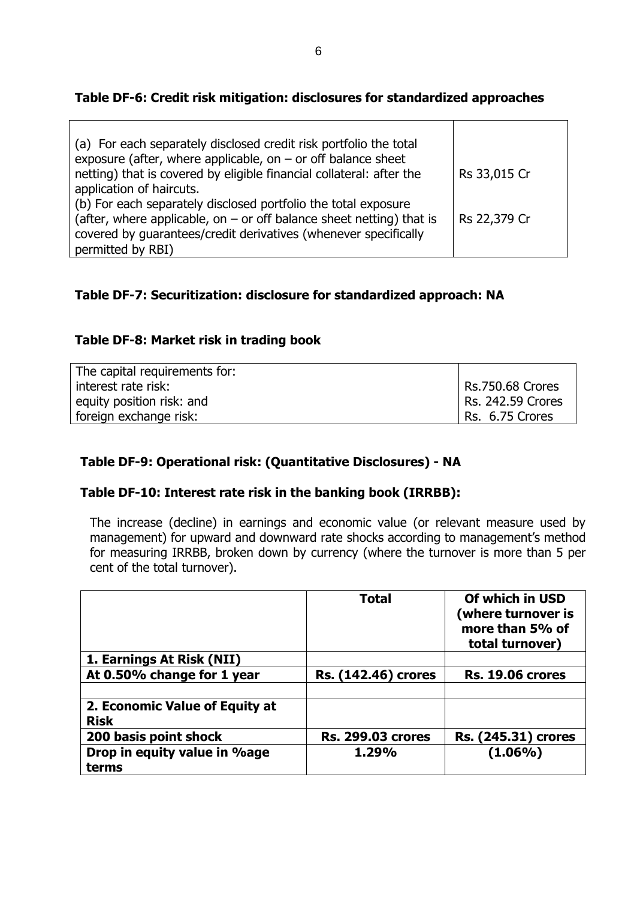### Table DF-6: Credit risk mitigation: disclosures for standardized approaches

| | |
|---|---|
| (a) For each separately disclosed credit risk portfolio the total exposure (after, where applicable, on – or off balance sheet netting) that is covered by eligible financial collateral: after the application of haircuts. | Rs 33,015 Cr |
| (b) For each separately disclosed portfolio the total exposure (after, where applicable, on – or off balance sheet netting) that is covered by guarantees/credit derivatives (whenever specifically permitted by RBI) | Rs 22,379 Cr |

### Table DF-7: Securitization: disclosure for standardized approach: NA

### Table DF-8: Market risk in trading book

| | |
|---|---|
| The capital requirements for: | |
| interest rate risk: | Rs.750.68 Crores |
| equity position risk: and | Rs. 242.59 Crores |
| foreign exchange risk: | Rs. 6.75 Crores |

### Table DF-9: Operational risk: (Quantitative Disclosures) - NA

### Table DF-10: Interest rate risk in the banking book (IRRBB):

The increase (decline) in earnings and economic value (or relevant measure used by management) for upward and downward rate shocks according to management's method for measuring IRRBB, broken down by currency (where the turnover is more than 5 per cent of the total turnover).

| | **Total** | **Of which in USD (where turnover is more than 5% of total turnover)** |
|---|---|---|
| **1. Earnings At Risk (NII)** | | |
| **At 0.50% change for 1 year** | **Rs. (142.46) crores** | **Rs. 19.06 crores** |
| | | |
| **2. Economic Value of Equity at Risk** | | |
| **200 basis point shock** | **Rs. 299.03 crores** | **Rs. (245.31) crores** |
| **Drop in equity value in %age terms** | **1.29%** | **(1.06%)** |